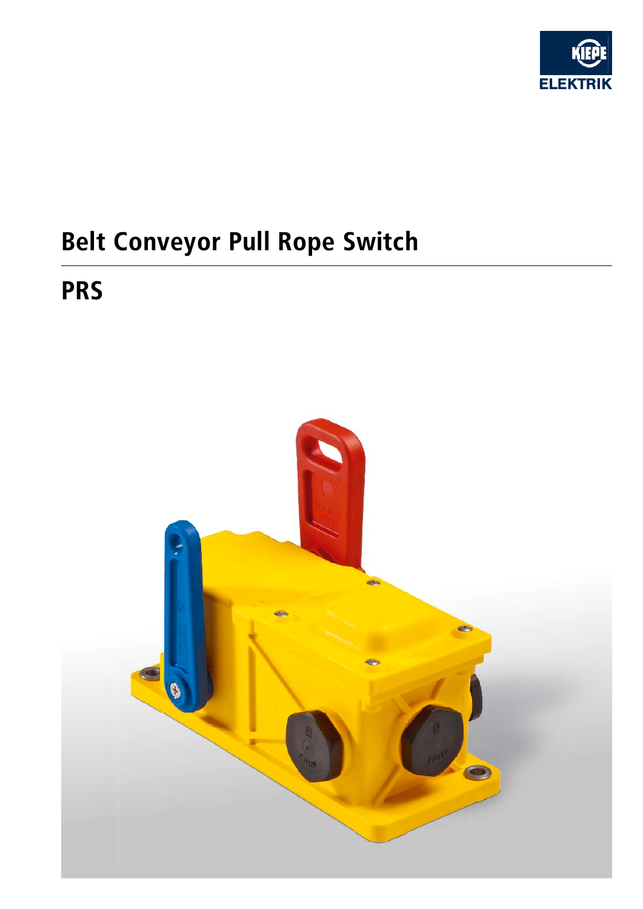# Belt Conveyor Pull Rope Switch

## PRS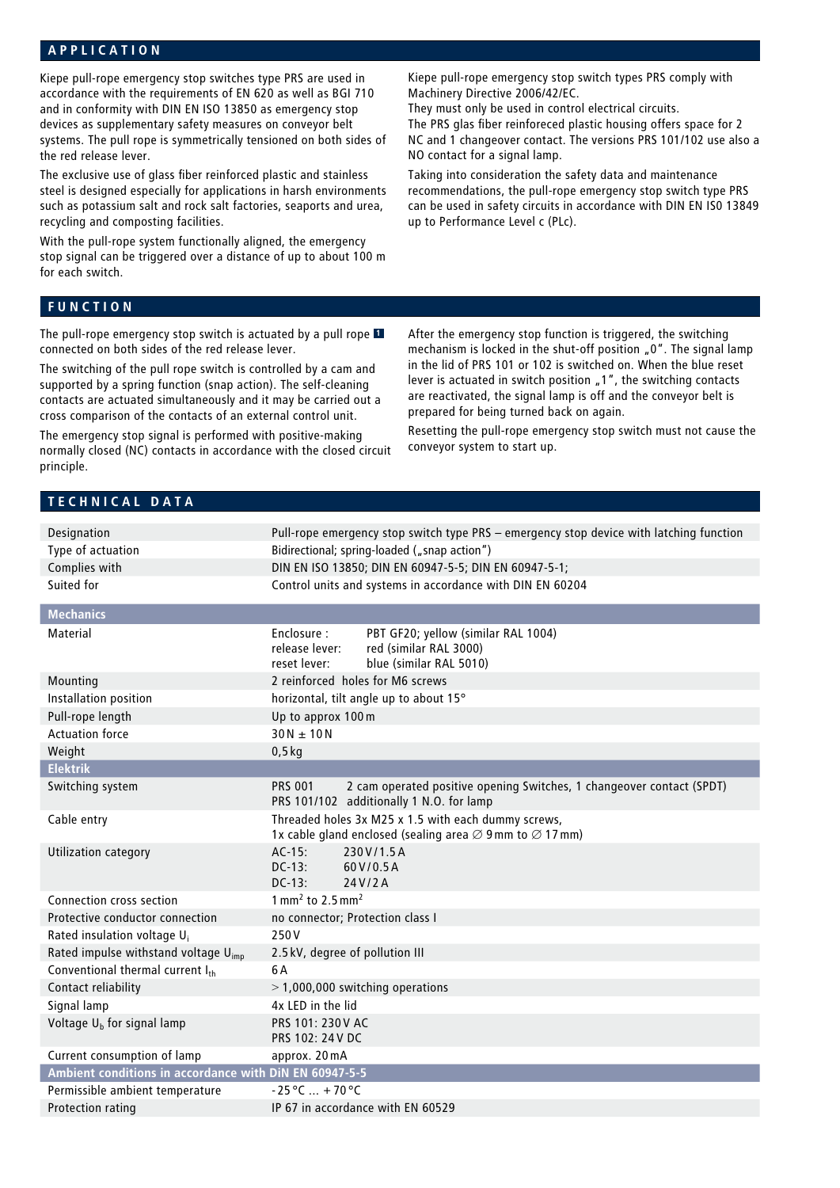## APPLICATION

Kiepe pull-rope emergency stop switches type PRS are used in accordance with the requirements of EN 620 as well as BGI 710 and in conformity with DIN EN ISO 13850 as emergency stop devices as supplementary safety measures on conveyor belt systems. The pull rope is symmetrically tensioned on both sides of the red release lever.

The exclusive use of glass fiber reinforced plastic and stainless steel is designed especially for applications in harsh environments such as potassium salt and rock salt factories, seaports and urea, recycling and composting facilities.

With the pull-rope system functionally aligned, the emergency stop signal can be triggered over a distance of up to about 100 m for each switch.

Kiepe pull-rope emergency stop switch types PRS comply with Machinery Directive 2006/42/EC.
They must only be used in control electrical circuits.
The PRS glas fiber reinforeced plastic housing offers space for 2 NC and 1 changeover contact. The versions PRS 101/102 use also a NO contact for a signal lamp.

Taking into consideration the safety data and maintenance recommendations, the pull-rope emergency stop switch type PRS can be used in safety circuits in accordance with DIN EN ISO 13849 up to Performance Level c (PLc).

## FUNCTION

The pull-rope emergency stop switch is actuated by a pull rope **1** connected on both sides of the red release lever.

The switching of the pull rope switch is controlled by a cam and supported by a spring function (snap action). The self-cleaning contacts are actuated simultaneously and it may be carried out a cross comparison of the contacts of an external control unit.

The emergency stop signal is performed with positive-making normally closed (NC) contacts in accordance with the closed circuit principle.

After the emergency stop function is triggered, the switching mechanism is locked in the shut-off position „0“. The signal lamp in the lid of PRS 101 or 102 is switched on. When the blue reset lever is actuated in switch position „1“, the switching contacts are reactivated, the signal lamp is off and the conveyor belt is prepared for being turned back on again.

Resetting the pull-rope emergency stop switch must not cause the conveyor system to start up.

## TECHNICAL DATA

| | |
|---|---|
| Designation | Pull-rope emergency stop switch type PRS – emergency stop device with latching function |
| Type of actuation | Bidirectional; spring-loaded („snap action“) |
| Complies with | DIN EN ISO 13850; DIN EN 60947-5-5; DIN EN 60947-5-1; |
| Suited for | Control units and systems in accordance with DIN EN 60204 |
| **Mechanics** | |
| Material | Enclosure : PBT GF20; yellow (similar RAL 1004)<br>release lever: red (similar RAL 3000)<br>reset lever: blue (similar RAL 5010) |
| Mounting | 2 reinforced holes for M6 screws |
| Installation position | horizontal, tilt angle up to about 15° |
| Pull-rope length | Up to approx 100 m |
| Actuation force | 30 N ± 10 N |
| Weight | 0,5 kg |
| **Elektrik** | |
| Switching system | PRS 001 2 cam operated positive opening Switches, 1 changeover contact (SPDT)<br>PRS 101/102 additionally 1 N.O. for lamp |
| Cable entry | Threaded holes 3x M25 x 1.5 with each dummy screws,<br>1x cable gland enclosed (sealing area ∅ 9 mm to ∅ 17 mm) |
| Utilization category | AC-15: 230 V / 1.5 A<br>DC-13: 60 V / 0.5 A<br>DC-13: 24 V / 2 A |
| Connection cross section | 1 mm² to 2.5 mm² |
| Protective conductor connection | no connector; Protection class I |
| Rated insulation voltage $U_i$ | 250 V |
| Rated impulse withstand voltage $U_{imp}$ | 2.5 kV, degree of pollution III |
| Conventional thermal current $I_{th}$ | 6 A |
| Contact reliability | > 1,000,000 switching operations |
| Signal lamp | 4x LED in the lid |
| Voltage $U_b$ for signal lamp | PRS 101: 230 V AC<br>PRS 102: 24 V DC |
| Current consumption of lamp | approx. 20 mA |
| **Ambient conditions in accordance with DiN EN 60947-5-5** | |
| Permissible ambient temperature | -25 °C ... +70 °C |
| Protection rating | IP 67 in accordance with EN 60529 |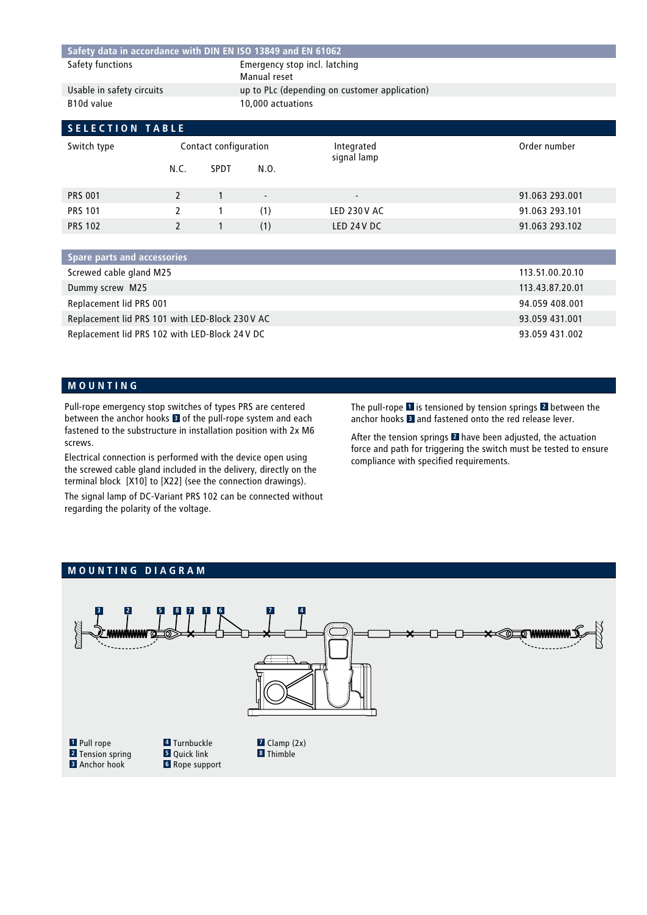## Safety data in accordance with DIN EN ISO 13849 and EN 61062

| | |
|---|---|
| Safety functions | Emergency stop incl. latching<br>Manual reset |
| Usable in safety circuits | up to PLc (depending on customer application) |
| B10d value | 10,000 actuations |

## SELECTION TABLE

| Switch type | Contact configuration | | | Integrated signal lamp | Order number |
|---|---|---|---|---|---|
| | N.C. | SPDT | N.O. | | |
| PRS 001 | 2 | 1 | - | - | 91.063 293.001 |
| PRS 101 | 2 | 1 | (1) | LED 230 V AC | 91.063 293.101 |
| PRS 102 | 2 | 1 | (1) | LED 24 V DC | 91.063 293.102 |

## Spare parts and accessories

| | |
|---|---|
| Screwed cable gland M25 | 113.51.00.20.10 |
| Dummy screw M25 | 113.43.87.20.01 |
| Replacement lid PRS 001 | 94.059 408.001 |
| Replacement lid PRS 101 with LED-Block 230 V AC | 93.059 431.001 |
| Replacement lid PRS 102 with LED-Block 24 V DC | 93.059 431.002 |

## MOUNTING

Pull-rope emergency stop switches of types PRS are centered between the anchor hooks 3 of the pull-rope system and each fastened to the substructure in installation position with 2x M6 screws.

Electrical connection is performed with the device open using the screwed cable gland included in the delivery, directly on the terminal block [X10] to [X22] (see the connection drawings).

The signal lamp of DC-Variant PRS 102 can be connected without regarding the polarity of the voltage.

The pull-rope 1 is tensioned by tension springs 2 between the anchor hooks 3 and fastened onto the red release lever.

After the tension springs 2 have been adjusted, the actuation force and path for triggering the switch must be tested to ensure compliance with specified requirements.

## MOUNTING DIAGRAM

3 2 5 8 7 1 6 7 4

1 Pull rope
2 Tension spring
3 Anchor hook
4 Turnbuckle
5 Quick link
6 Rope support
7 Clamp (2x)
8 Thimble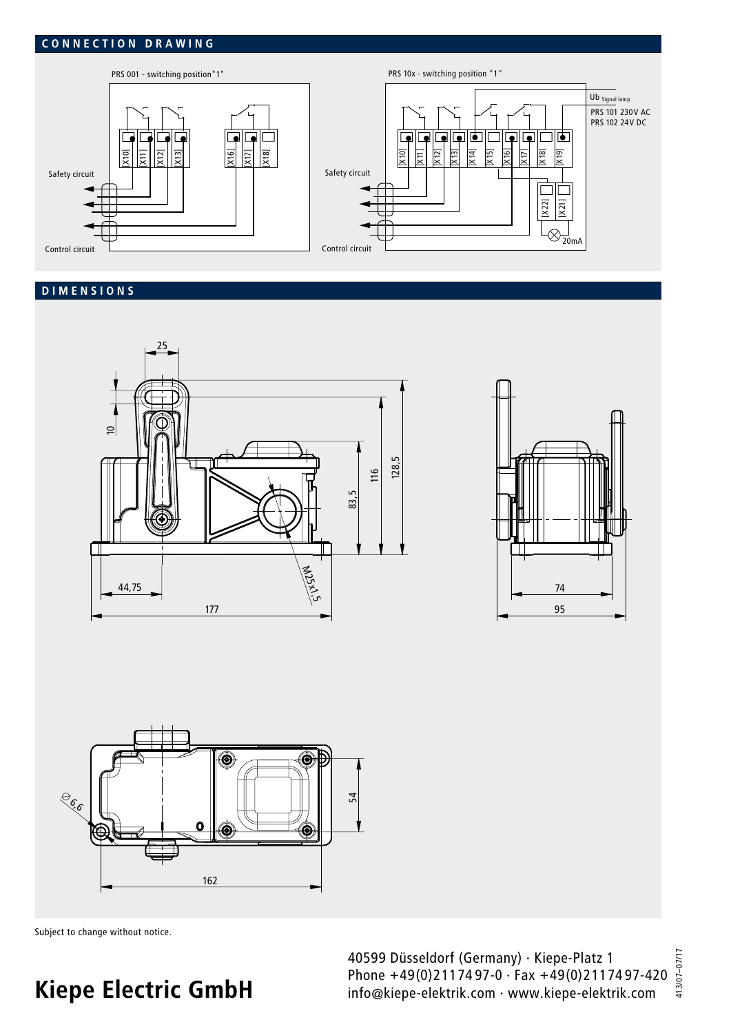## CONNECTION DRAWING

PRS 001 - switching position "1"

[X10] [X11] [X12] [X13] [X16] [X17] [X18]

Safety circuit

Control circuit

PRS 10x - switching position "1"

Ub Signal lamp

PRS 101 230V AC
PRS 102 24V DC

[X10] [X11] [X12] [X13] [X14] [X15] [X16] [X17] [X18] [X19]

[X22] [X21]

20mA

Safety circuit

Control circuit

## DIMENSIONS

25

10

116

128,5

83,5

M25x1,5

44,75

177

74

95

∅6,6

54

162

Subject to change without notice.

**Kiepe Electric GmbH**

40599 Düsseldorf (Germany) · Kiepe-Platz 1
Phone +49(0)21174 97-0 · Fax +49(0)21174 97-420
info@kiepe-elektrik.com · www.kiepe-elektrik.com

413/07–07/17